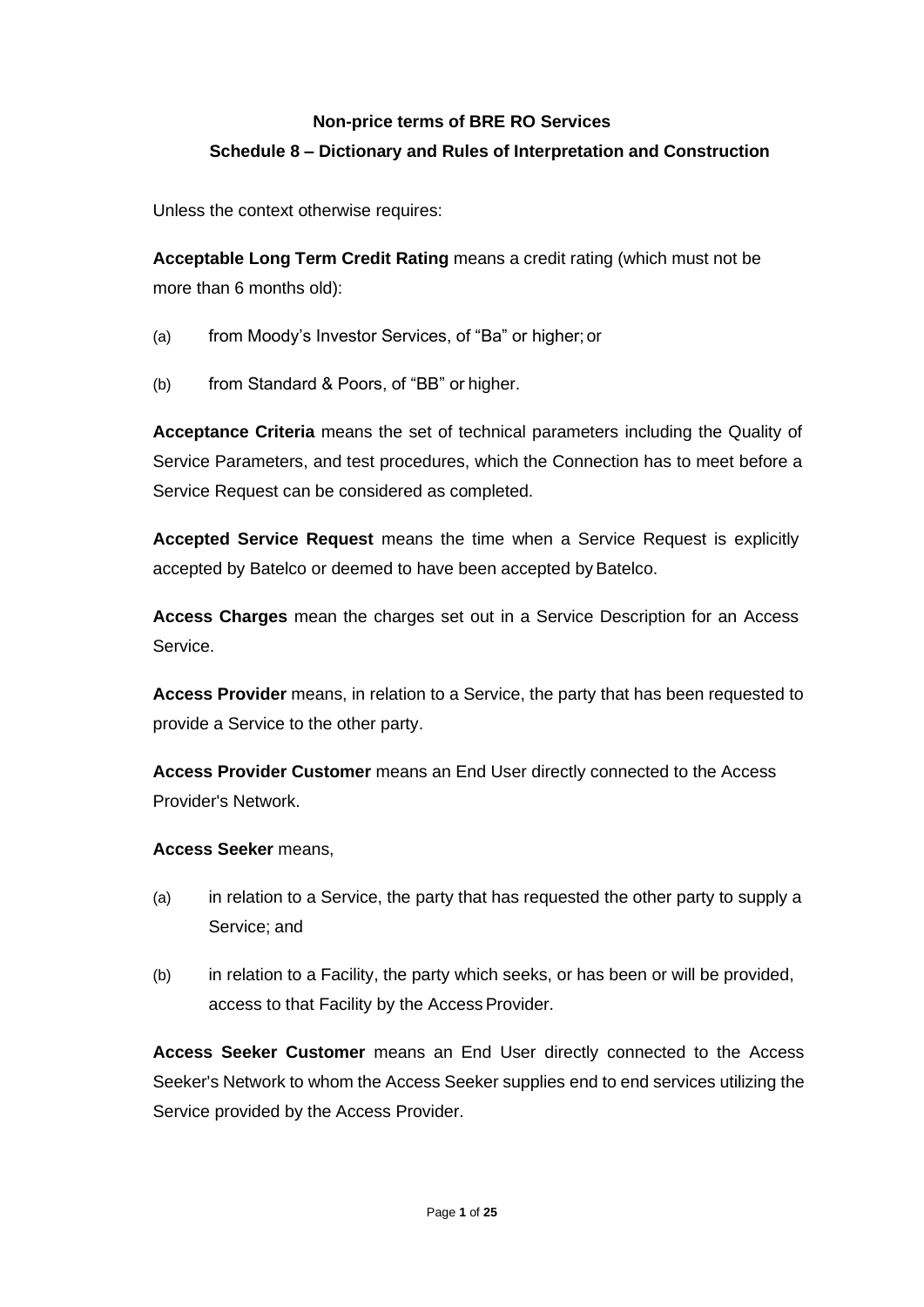# Non-price terms of BRE RO Services

## Schedule 8 – Dictionary and Rules of Interpretation and Construction

Unless the context otherwise requires:

**Acceptable Long Term Credit Rating** means a credit rating (which must not be more than 6 months old):

(a) from Moody's Investor Services, of "Ba" or higher; or

(b) from Standard & Poors, of "BB" or higher.

**Acceptance Criteria** means the set of technical parameters including the Quality of Service Parameters, and test procedures, which the Connection has to meet before a Service Request can be considered as completed.

**Accepted Service Request** means the time when a Service Request is explicitly accepted by Batelco or deemed to have been accepted by Batelco.

**Access Charges** mean the charges set out in a Service Description for an Access Service.

**Access Provider** means, in relation to a Service, the party that has been requested to provide a Service to the other party.

**Access Provider Customer** means an End User directly connected to the Access Provider's Network.

**Access Seeker** means,

(a) in relation to a Service, the party that has requested the other party to supply a Service; and

(b) in relation to a Facility, the party which seeks, or has been or will be provided, access to that Facility by the Access Provider.

**Access Seeker Customer** means an End User directly connected to the Access Seeker's Network to whom the Access Seeker supplies end to end services utilizing the Service provided by the Access Provider.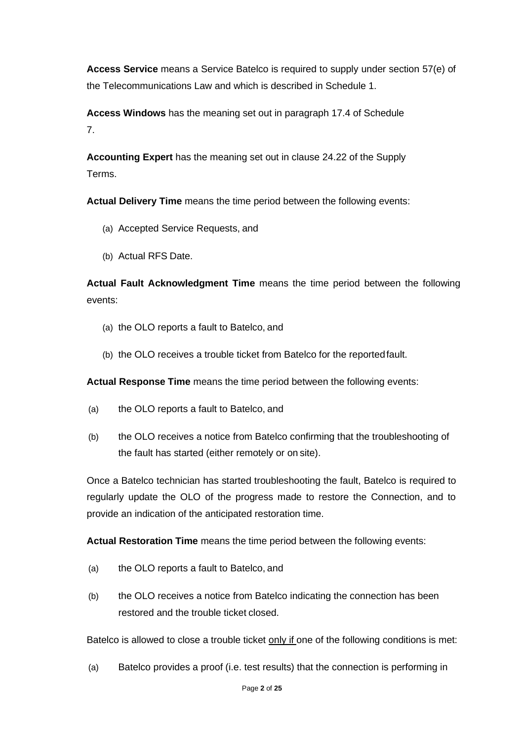**Access Service** means a Service Batelco is required to supply under section 57(e) of the Telecommunications Law and which is described in Schedule 1.

**Access Windows** has the meaning set out in paragraph 17.4 of Schedule 7.

**Accounting Expert** has the meaning set out in clause 24.22 of the Supply Terms.

**Actual Delivery Time** means the time period between the following events:

(a) Accepted Service Requests, and

(b) Actual RFS Date.

**Actual Fault Acknowledgment Time** means the time period between the following events:

(a) the OLO reports a fault to Batelco, and

(b) the OLO receives a trouble ticket from Batelco for the reported fault.

**Actual Response Time** means the time period between the following events:

(a) the OLO reports a fault to Batelco, and

(b) the OLO receives a notice from Batelco confirming that the troubleshooting of the fault has started (either remotely or on site).

Once a Batelco technician has started troubleshooting the fault, Batelco is required to regularly update the OLO of the progress made to restore the Connection, and to provide an indication of the anticipated restoration time.

**Actual Restoration Time** means the time period between the following events:

(a) the OLO reports a fault to Batelco, and

(b) the OLO receives a notice from Batelco indicating the connection has been restored and the trouble ticket closed.

Batelco is allowed to close a trouble ticket <u>only if</u> one of the following conditions is met:

(a) Batelco provides a proof (i.e. test results) that the connection is performing in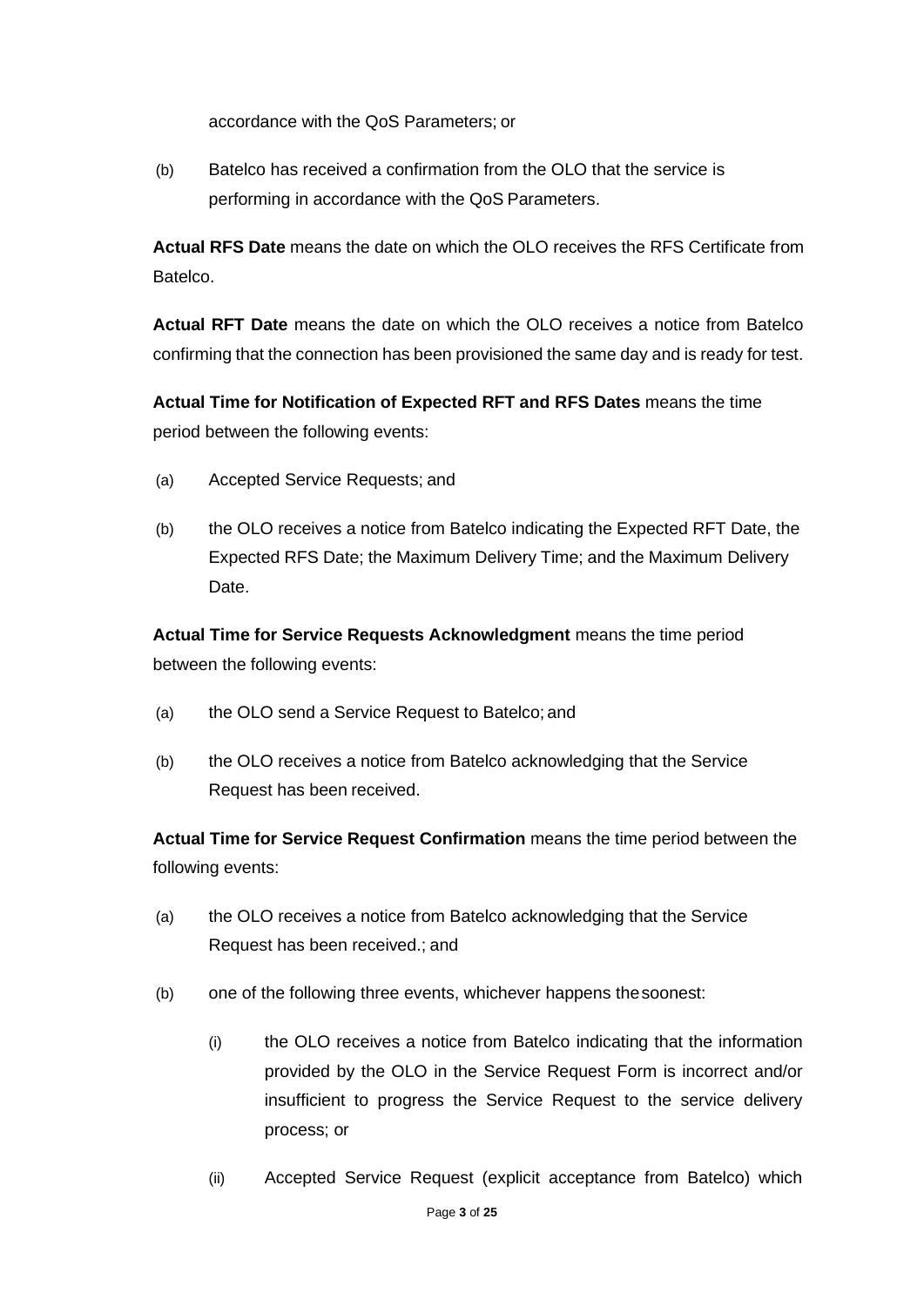accordance with the QoS Parameters; or

(b) Batelco has received a confirmation from the OLO that the service is performing in accordance with the QoS Parameters.

**Actual RFS Date** means the date on which the OLO receives the RFS Certificate from Batelco.

**Actual RFT Date** means the date on which the OLO receives a notice from Batelco confirming that the connection has been provisioned the same day and is ready for test.

**Actual Time for Notification of Expected RFT and RFS Dates** means the time period between the following events:

(a) Accepted Service Requests; and

(b) the OLO receives a notice from Batelco indicating the Expected RFT Date, the Expected RFS Date; the Maximum Delivery Time; and the Maximum Delivery Date.

**Actual Time for Service Requests Acknowledgment** means the time period between the following events:

(a) the OLO send a Service Request to Batelco; and

(b) the OLO receives a notice from Batelco acknowledging that the Service Request has been received.

**Actual Time for Service Request Confirmation** means the time period between the following events:

(a) the OLO receives a notice from Batelco acknowledging that the Service Request has been received.; and

(b) one of the following three events, whichever happens the soonest:

   (i) the OLO receives a notice from Batelco indicating that the information provided by the OLO in the Service Request Form is incorrect and/or insufficient to progress the Service Request to the service delivery process; or

   (ii) Accepted Service Request (explicit acceptance from Batelco) which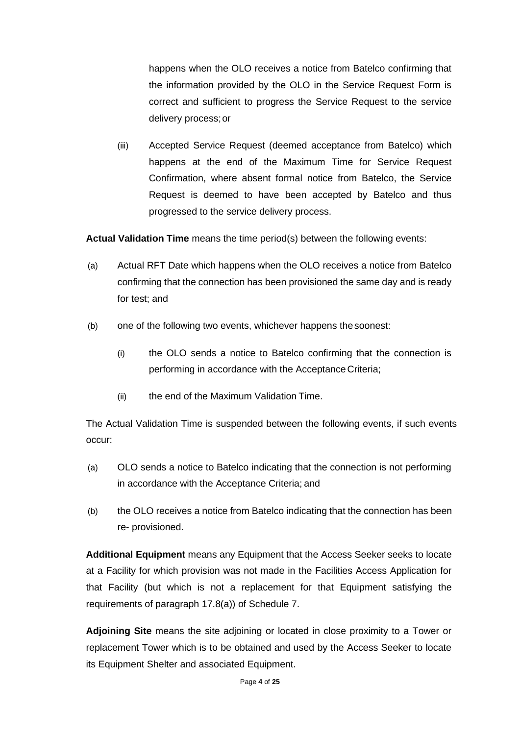happens when the OLO receives a notice from Batelco confirming that the information provided by the OLO in the Service Request Form is correct and sufficient to progress the Service Request to the service delivery process; or

(iii) Accepted Service Request (deemed acceptance from Batelco) which happens at the end of the Maximum Time for Service Request Confirmation, where absent formal notice from Batelco, the Service Request is deemed to have been accepted by Batelco and thus progressed to the service delivery process.

**Actual Validation Time** means the time period(s) between the following events:

(a) Actual RFT Date which happens when the OLO receives a notice from Batelco confirming that the connection has been provisioned the same day and is ready for test; and

(b) one of the following two events, whichever happens the soonest:

   (i) the OLO sends a notice to Batelco confirming that the connection is performing in accordance with the Acceptance Criteria;

   (ii) the end of the Maximum Validation Time.

The Actual Validation Time is suspended between the following events, if such events occur:

(a) OLO sends a notice to Batelco indicating that the connection is not performing in accordance with the Acceptance Criteria; and

(b) the OLO receives a notice from Batelco indicating that the connection has been re- provisioned.

**Additional Equipment** means any Equipment that the Access Seeker seeks to locate at a Facility for which provision was not made in the Facilities Access Application for that Facility (but which is not a replacement for that Equipment satisfying the requirements of paragraph 17.8(a)) of Schedule 7.

**Adjoining Site** means the site adjoining or located in close proximity to a Tower or replacement Tower which is to be obtained and used by the Access Seeker to locate its Equipment Shelter and associated Equipment.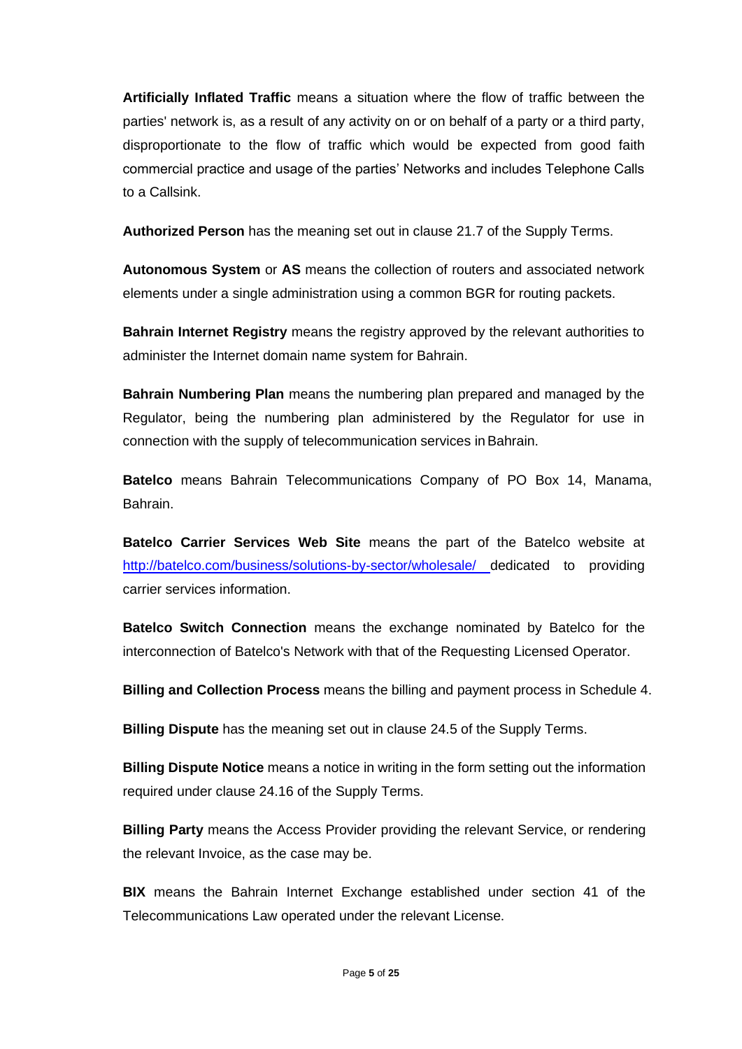**Artificially Inflated Traffic** means a situation where the flow of traffic between the parties' network is, as a result of any activity on or on behalf of a party or a third party, disproportionate to the flow of traffic which would be expected from good faith commercial practice and usage of the parties' Networks and includes Telephone Calls to a Callsink.

**Authorized Person** has the meaning set out in clause 21.7 of the Supply Terms.

**Autonomous System** or **AS** means the collection of routers and associated network elements under a single administration using a common BGR for routing packets.

**Bahrain Internet Registry** means the registry approved by the relevant authorities to administer the Internet domain name system for Bahrain.

**Bahrain Numbering Plan** means the numbering plan prepared and managed by the Regulator, being the numbering plan administered by the Regulator for use in connection with the supply of telecommunication services in Bahrain.

**Batelco** means Bahrain Telecommunications Company of PO Box 14, Manama, Bahrain.

**Batelco Carrier Services Web Site** means the part of the Batelco website at http://batelco.com/business/solutions-by-sector/wholesale/ dedicated to providing carrier services information.

**Batelco Switch Connection** means the exchange nominated by Batelco for the interconnection of Batelco's Network with that of the Requesting Licensed Operator.

**Billing and Collection Process** means the billing and payment process in Schedule 4.

**Billing Dispute** has the meaning set out in clause 24.5 of the Supply Terms.

**Billing Dispute Notice** means a notice in writing in the form setting out the information required under clause 24.16 of the Supply Terms.

**Billing Party** means the Access Provider providing the relevant Service, or rendering the relevant Invoice, as the case may be.

**BIX** means the Bahrain Internet Exchange established under section 41 of the Telecommunications Law operated under the relevant License.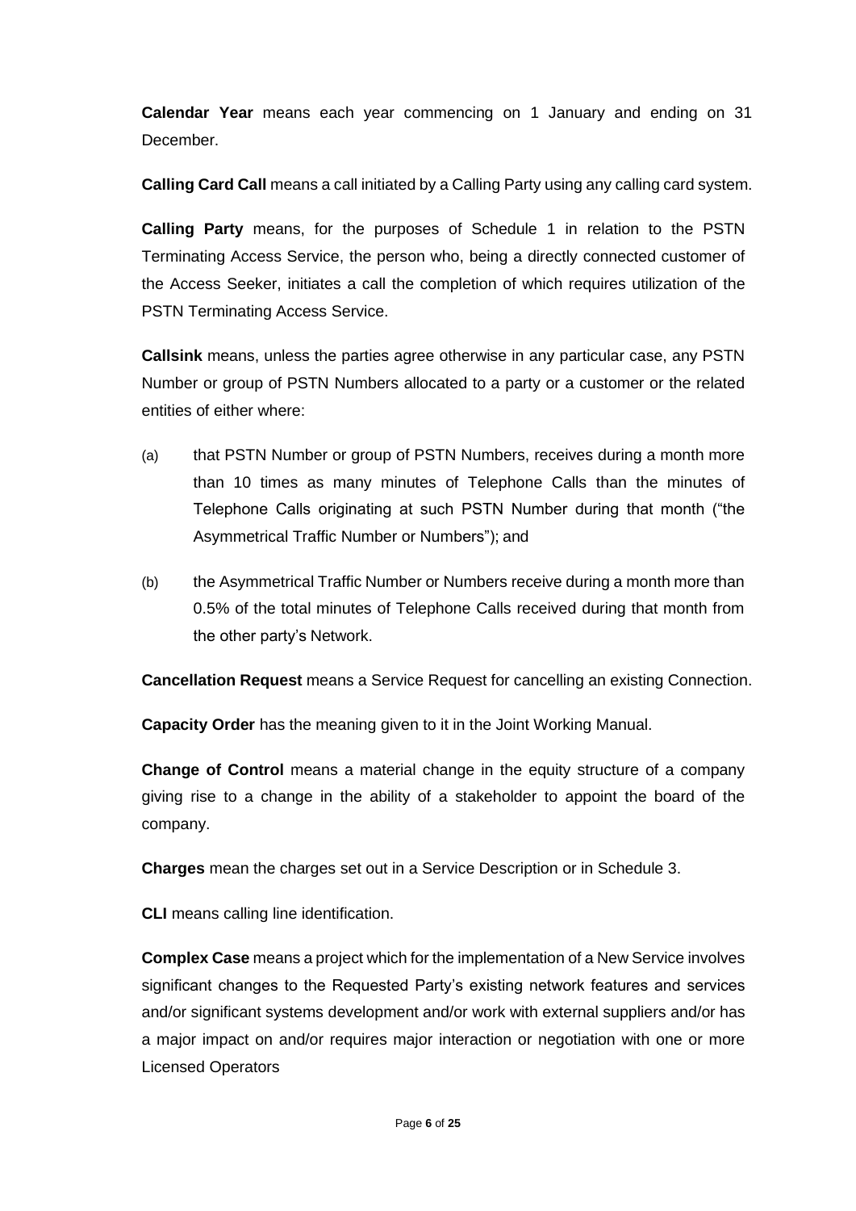**Calendar Year** means each year commencing on 1 January and ending on 31 December.

**Calling Card Call** means a call initiated by a Calling Party using any calling card system.

**Calling Party** means, for the purposes of Schedule 1 in relation to the PSTN Terminating Access Service, the person who, being a directly connected customer of the Access Seeker, initiates a call the completion of which requires utilization of the PSTN Terminating Access Service.

**Callsink** means, unless the parties agree otherwise in any particular case, any PSTN Number or group of PSTN Numbers allocated to a party or a customer or the related entities of either where:

(a) that PSTN Number or group of PSTN Numbers, receives during a month more than 10 times as many minutes of Telephone Calls than the minutes of Telephone Calls originating at such PSTN Number during that month ("the Asymmetrical Traffic Number or Numbers"); and

(b) the Asymmetrical Traffic Number or Numbers receive during a month more than 0.5% of the total minutes of Telephone Calls received during that month from the other party's Network.

**Cancellation Request** means a Service Request for cancelling an existing Connection.

**Capacity Order** has the meaning given to it in the Joint Working Manual.

**Change of Control** means a material change in the equity structure of a company giving rise to a change in the ability of a stakeholder to appoint the board of the company.

**Charges** mean the charges set out in a Service Description or in Schedule 3.

**CLI** means calling line identification.

**Complex Case** means a project which for the implementation of a New Service involves significant changes to the Requested Party's existing network features and services and/or significant systems development and/or work with external suppliers and/or has a major impact on and/or requires major interaction or negotiation with one or more Licensed Operators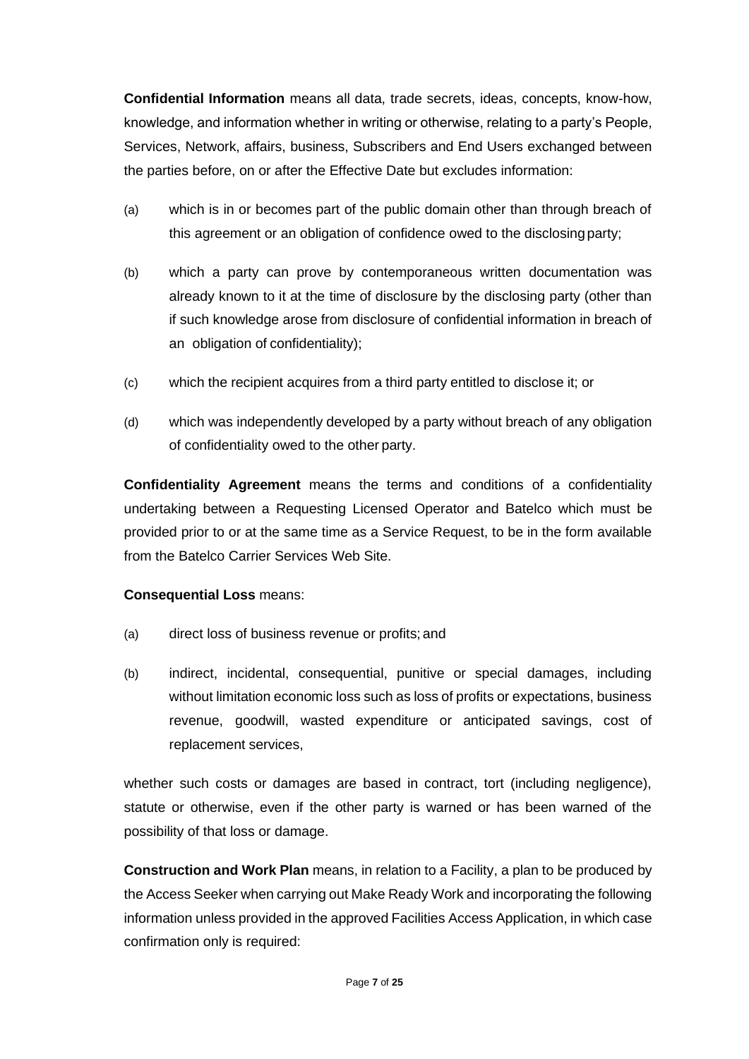**Confidential Information** means all data, trade secrets, ideas, concepts, know-how, knowledge, and information whether in writing or otherwise, relating to a party's People, Services, Network, affairs, business, Subscribers and End Users exchanged between the parties before, on or after the Effective Date but excludes information:

(a) which is in or becomes part of the public domain other than through breach of this agreement or an obligation of confidence owed to the disclosing party;

(b) which a party can prove by contemporaneous written documentation was already known to it at the time of disclosure by the disclosing party (other than if such knowledge arose from disclosure of confidential information in breach of an obligation of confidentiality);

(c) which the recipient acquires from a third party entitled to disclose it; or

(d) which was independently developed by a party without breach of any obligation of confidentiality owed to the other party.

**Confidentiality Agreement** means the terms and conditions of a confidentiality undertaking between a Requesting Licensed Operator and Batelco which must be provided prior to or at the same time as a Service Request, to be in the form available from the Batelco Carrier Services Web Site.

**Consequential Loss** means:

(a) direct loss of business revenue or profits; and

(b) indirect, incidental, consequential, punitive or special damages, including without limitation economic loss such as loss of profits or expectations, business revenue, goodwill, wasted expenditure or anticipated savings, cost of replacement services,

whether such costs or damages are based in contract, tort (including negligence), statute or otherwise, even if the other party is warned or has been warned of the possibility of that loss or damage.

**Construction and Work Plan** means, in relation to a Facility, a plan to be produced by the Access Seeker when carrying out Make Ready Work and incorporating the following information unless provided in the approved Facilities Access Application, in which case confirmation only is required: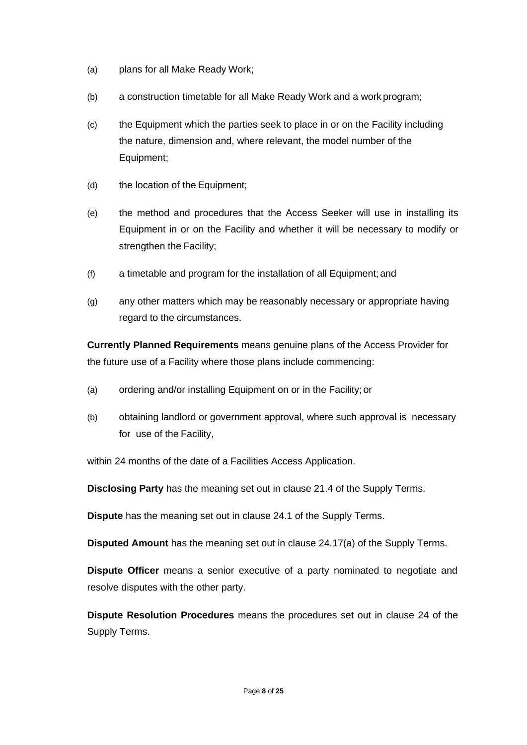(a) plans for all Make Ready Work;

(b) a construction timetable for all Make Ready Work and a work program;

(c) the Equipment which the parties seek to place in or on the Facility including the nature, dimension and, where relevant, the model number of the Equipment;

(d) the location of the Equipment;

(e) the method and procedures that the Access Seeker will use in installing its Equipment in or on the Facility and whether it will be necessary to modify or strengthen the Facility;

(f) a timetable and program for the installation of all Equipment; and

(g) any other matters which may be reasonably necessary or appropriate having regard to the circumstances.

**Currently Planned Requirements** means genuine plans of the Access Provider for the future use of a Facility where those plans include commencing:

(a) ordering and/or installing Equipment on or in the Facility; or

(b) obtaining landlord or government approval, where such approval is necessary for use of the Facility,

within 24 months of the date of a Facilities Access Application.

**Disclosing Party** has the meaning set out in clause 21.4 of the Supply Terms.

**Dispute** has the meaning set out in clause 24.1 of the Supply Terms.

**Disputed Amount** has the meaning set out in clause 24.17(a) of the Supply Terms.

**Dispute Officer** means a senior executive of a party nominated to negotiate and resolve disputes with the other party.

**Dispute Resolution Procedures** means the procedures set out in clause 24 of the Supply Terms.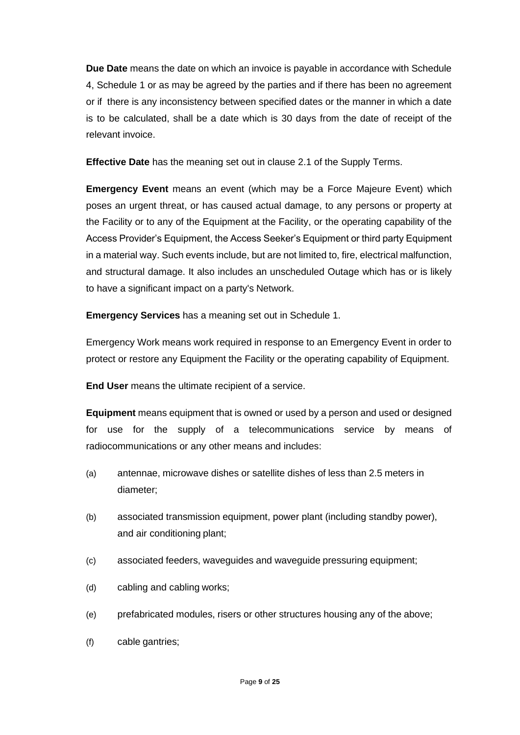**Due Date** means the date on which an invoice is payable in accordance with Schedule 4, Schedule 1 or as may be agreed by the parties and if there has been no agreement or if there is any inconsistency between specified dates or the manner in which a date is to be calculated, shall be a date which is 30 days from the date of receipt of the relevant invoice.

**Effective Date** has the meaning set out in clause 2.1 of the Supply Terms.

**Emergency Event** means an event (which may be a Force Majeure Event) which poses an urgent threat, or has caused actual damage, to any persons or property at the Facility or to any of the Equipment at the Facility, or the operating capability of the Access Provider's Equipment, the Access Seeker's Equipment or third party Equipment in a material way. Such events include, but are not limited to, fire, electrical malfunction, and structural damage. It also includes an unscheduled Outage which has or is likely to have a significant impact on a party's Network.

**Emergency Services** has a meaning set out in Schedule 1.

Emergency Work means work required in response to an Emergency Event in order to protect or restore any Equipment the Facility or the operating capability of Equipment.

**End User** means the ultimate recipient of a service.

**Equipment** means equipment that is owned or used by a person and used or designed for use for the supply of a telecommunications service by means of radiocommunications or any other means and includes:

(a) antennae, microwave dishes or satellite dishes of less than 2.5 meters in diameter;

(b) associated transmission equipment, power plant (including standby power), and air conditioning plant;

(c) associated feeders, waveguides and waveguide pressuring equipment;

(d) cabling and cabling works;

(e) prefabricated modules, risers or other structures housing any of the above;

(f) cable gantries;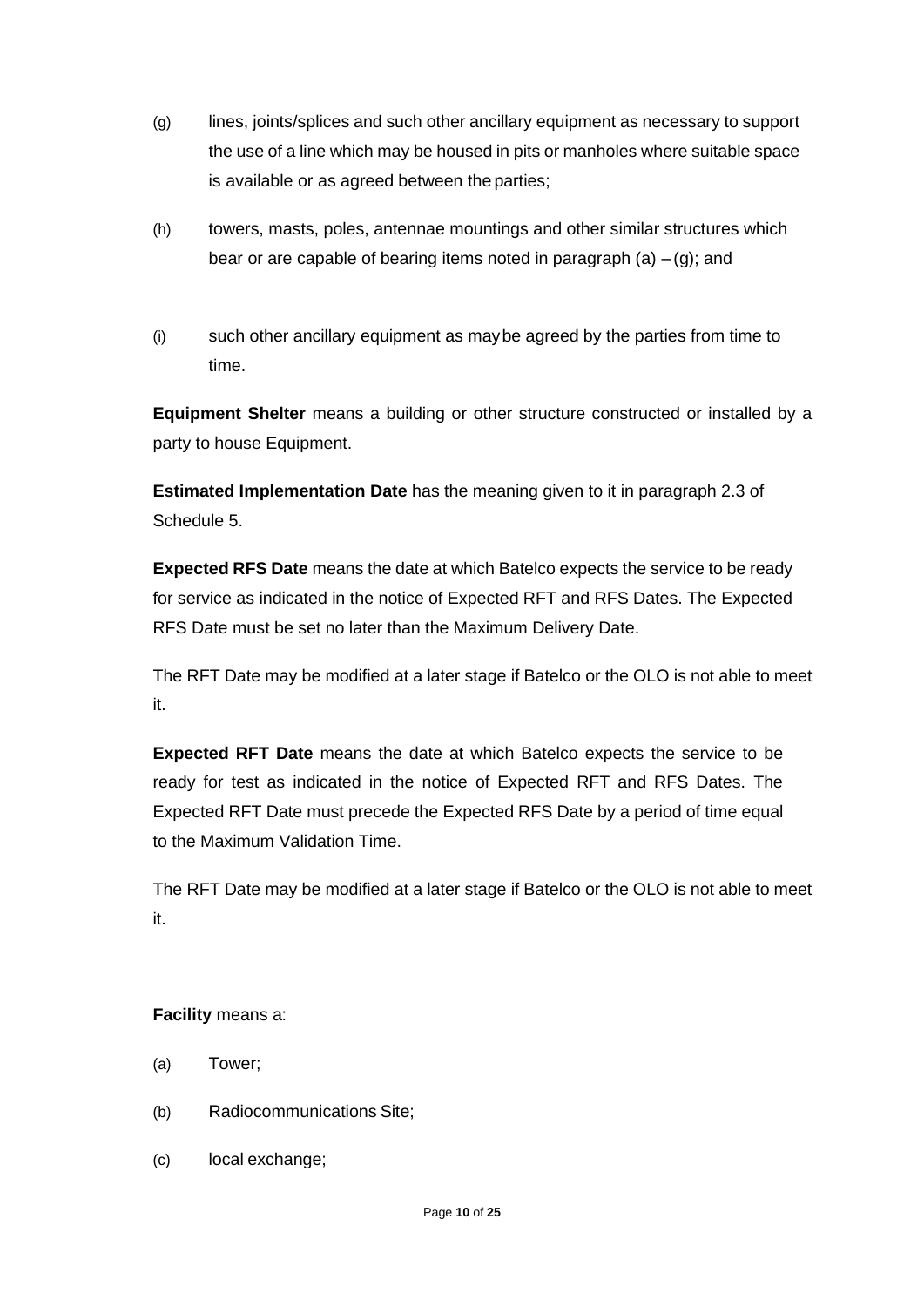(g) lines, joints/splices and such other ancillary equipment as necessary to support the use of a line which may be housed in pits or manholes where suitable space is available or as agreed between the parties;

(h) towers, masts, poles, antennae mountings and other similar structures which bear or are capable of bearing items noted in paragraph (a) – (g); and

(i) such other ancillary equipment as may be agreed by the parties from time to time.

**Equipment Shelter** means a building or other structure constructed or installed by a party to house Equipment.

**Estimated Implementation Date** has the meaning given to it in paragraph 2.3 of Schedule 5.

**Expected RFS Date** means the date at which Batelco expects the service to be ready for service as indicated in the notice of Expected RFT and RFS Dates. The Expected RFS Date must be set no later than the Maximum Delivery Date.

The RFT Date may be modified at a later stage if Batelco or the OLO is not able to meet it.

**Expected RFT Date** means the date at which Batelco expects the service to be ready for test as indicated in the notice of Expected RFT and RFS Dates. The Expected RFT Date must precede the Expected RFS Date by a period of time equal to the Maximum Validation Time.

The RFT Date may be modified at a later stage if Batelco or the OLO is not able to meet it.

**Facility** means a:

(a) Tower;

(b) Radiocommunications Site;

(c) local exchange;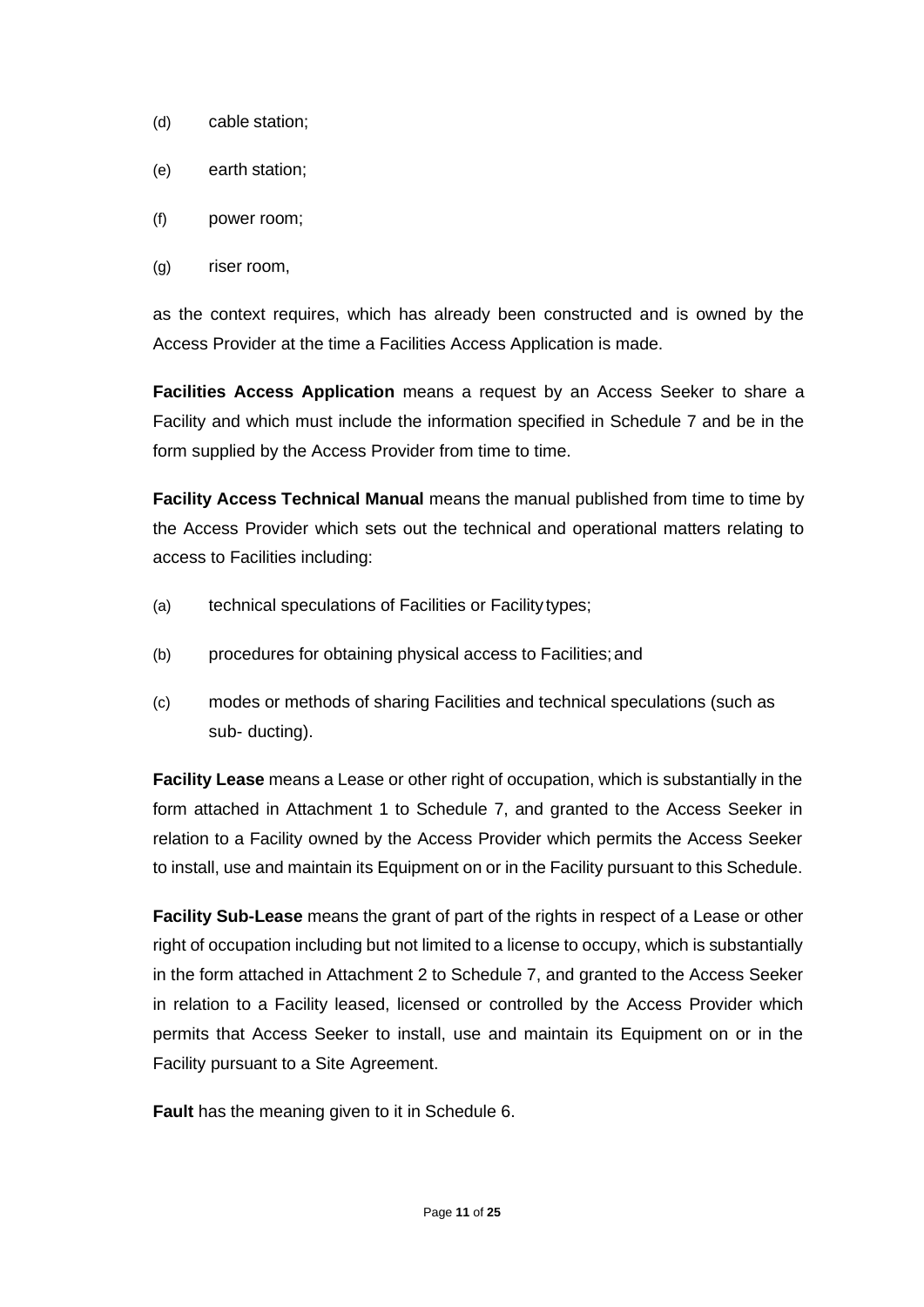(d) cable station;

(e) earth station;

(f) power room;

(g) riser room,

as the context requires, which has already been constructed and is owned by the Access Provider at the time a Facilities Access Application is made.

**Facilities Access Application** means a request by an Access Seeker to share a Facility and which must include the information specified in Schedule 7 and be in the form supplied by the Access Provider from time to time.

**Facility Access Technical Manual** means the manual published from time to time by the Access Provider which sets out the technical and operational matters relating to access to Facilities including:

(a) technical speculations of Facilities or Facility types;

(b) procedures for obtaining physical access to Facilities; and

(c) modes or methods of sharing Facilities and technical speculations (such as sub- ducting).

**Facility Lease** means a Lease or other right of occupation, which is substantially in the form attached in Attachment 1 to Schedule 7, and granted to the Access Seeker in relation to a Facility owned by the Access Provider which permits the Access Seeker to install, use and maintain its Equipment on or in the Facility pursuant to this Schedule.

**Facility Sub-Lease** means the grant of part of the rights in respect of a Lease or other right of occupation including but not limited to a license to occupy, which is substantially in the form attached in Attachment 2 to Schedule 7, and granted to the Access Seeker in relation to a Facility leased, licensed or controlled by the Access Provider which permits that Access Seeker to install, use and maintain its Equipment on or in the Facility pursuant to a Site Agreement.

**Fault** has the meaning given to it in Schedule 6.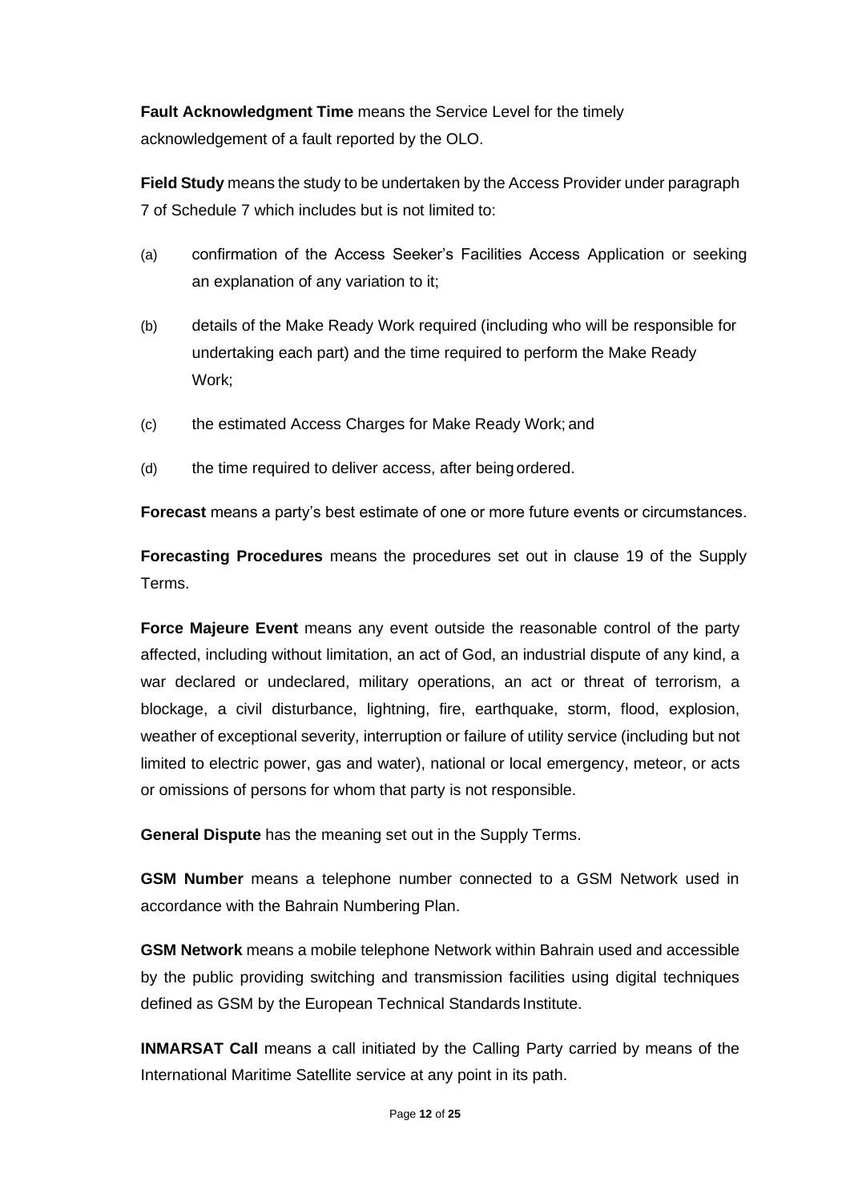**Fault Acknowledgment Time** means the Service Level for the timely acknowledgement of a fault reported by the OLO.

**Field Study** means the study to be undertaken by the Access Provider under paragraph 7 of Schedule 7 which includes but is not limited to:

(a) confirmation of the Access Seeker's Facilities Access Application or seeking an explanation of any variation to it;

(b) details of the Make Ready Work required (including who will be responsible for undertaking each part) and the time required to perform the Make Ready Work;

(c) the estimated Access Charges for Make Ready Work; and

(d) the time required to deliver access, after being ordered.

**Forecast** means a party's best estimate of one or more future events or circumstances.

**Forecasting Procedures** means the procedures set out in clause 19 of the Supply Terms.

**Force Majeure Event** means any event outside the reasonable control of the party affected, including without limitation, an act of God, an industrial dispute of any kind, a war declared or undeclared, military operations, an act or threat of terrorism, a blockage, a civil disturbance, lightning, fire, earthquake, storm, flood, explosion, weather of exceptional severity, interruption or failure of utility service (including but not limited to electric power, gas and water), national or local emergency, meteor, or acts or omissions of persons for whom that party is not responsible.

**General Dispute** has the meaning set out in the Supply Terms.

**GSM Number** means a telephone number connected to a GSM Network used in accordance with the Bahrain Numbering Plan.

**GSM Network** means a mobile telephone Network within Bahrain used and accessible by the public providing switching and transmission facilities using digital techniques defined as GSM by the European Technical Standards Institute.

**INMARSAT Call** means a call initiated by the Calling Party carried by means of the International Maritime Satellite service at any point in its path.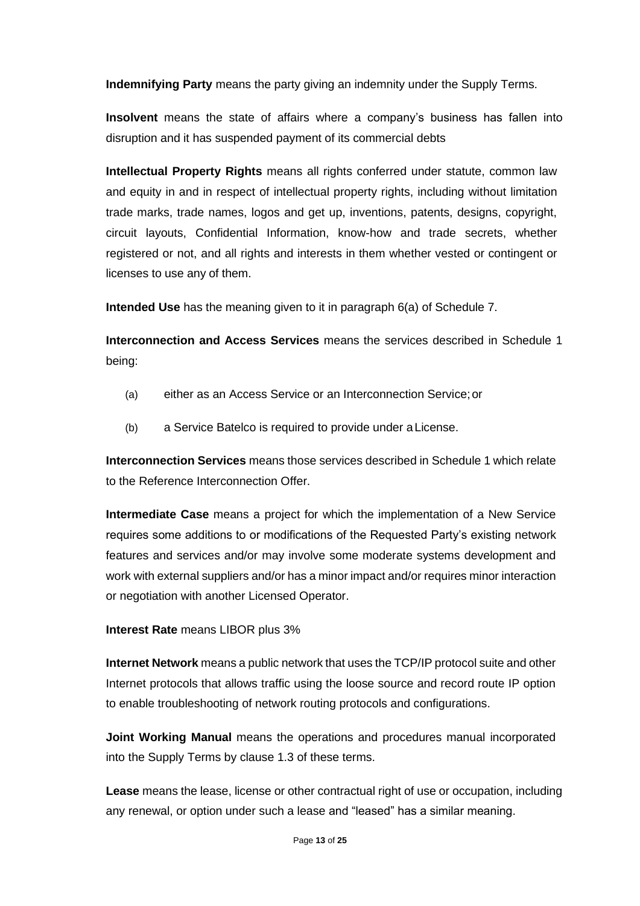**Indemnifying Party** means the party giving an indemnity under the Supply Terms.

**Insolvent** means the state of affairs where a company's business has fallen into disruption and it has suspended payment of its commercial debts

**Intellectual Property Rights** means all rights conferred under statute, common law and equity in and in respect of intellectual property rights, including without limitation trade marks, trade names, logos and get up, inventions, patents, designs, copyright, circuit layouts, Confidential Information, know-how and trade secrets, whether registered or not, and all rights and interests in them whether vested or contingent or licenses to use any of them.

**Intended Use** has the meaning given to it in paragraph 6(a) of Schedule 7.

**Interconnection and Access Services** means the services described in Schedule 1 being:

(a) either as an Access Service or an Interconnection Service; or

(b) a Service Batelco is required to provide under a License.

**Interconnection Services** means those services described in Schedule 1 which relate to the Reference Interconnection Offer.

**Intermediate Case** means a project for which the implementation of a New Service requires some additions to or modifications of the Requested Party's existing network features and services and/or may involve some moderate systems development and work with external suppliers and/or has a minor impact and/or requires minor interaction or negotiation with another Licensed Operator.

**Interest Rate** means LIBOR plus 3%

**Internet Network** means a public network that uses the TCP/IP protocol suite and other Internet protocols that allows traffic using the loose source and record route IP option to enable troubleshooting of network routing protocols and configurations.

**Joint Working Manual** means the operations and procedures manual incorporated into the Supply Terms by clause 1.3 of these terms.

**Lease** means the lease, license or other contractual right of use or occupation, including any renewal, or option under such a lease and "leased" has a similar meaning.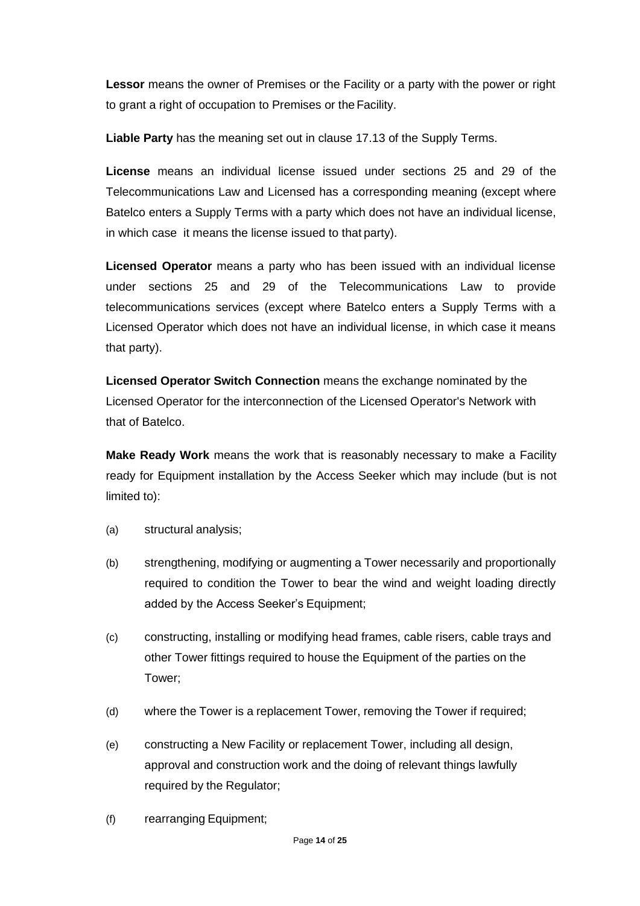**Lessor** means the owner of Premises or the Facility or a party with the power or right to grant a right of occupation to Premises or the Facility.

**Liable Party** has the meaning set out in clause 17.13 of the Supply Terms.

**License** means an individual license issued under sections 25 and 29 of the Telecommunications Law and Licensed has a corresponding meaning (except where Batelco enters a Supply Terms with a party which does not have an individual license, in which case it means the license issued to that party).

**Licensed Operator** means a party who has been issued with an individual license under sections 25 and 29 of the Telecommunications Law to provide telecommunications services (except where Batelco enters a Supply Terms with a Licensed Operator which does not have an individual license, in which case it means that party).

**Licensed Operator Switch Connection** means the exchange nominated by the Licensed Operator for the interconnection of the Licensed Operator's Network with that of Batelco.

**Make Ready Work** means the work that is reasonably necessary to make a Facility ready for Equipment installation by the Access Seeker which may include (but is not limited to):

(a) structural analysis;

(b) strengthening, modifying or augmenting a Tower necessarily and proportionally required to condition the Tower to bear the wind and weight loading directly added by the Access Seeker's Equipment;

(c) constructing, installing or modifying head frames, cable risers, cable trays and other Tower fittings required to house the Equipment of the parties on the Tower;

(d) where the Tower is a replacement Tower, removing the Tower if required;

(e) constructing a New Facility or replacement Tower, including all design, approval and construction work and the doing of relevant things lawfully required by the Regulator;

(f) rearranging Equipment;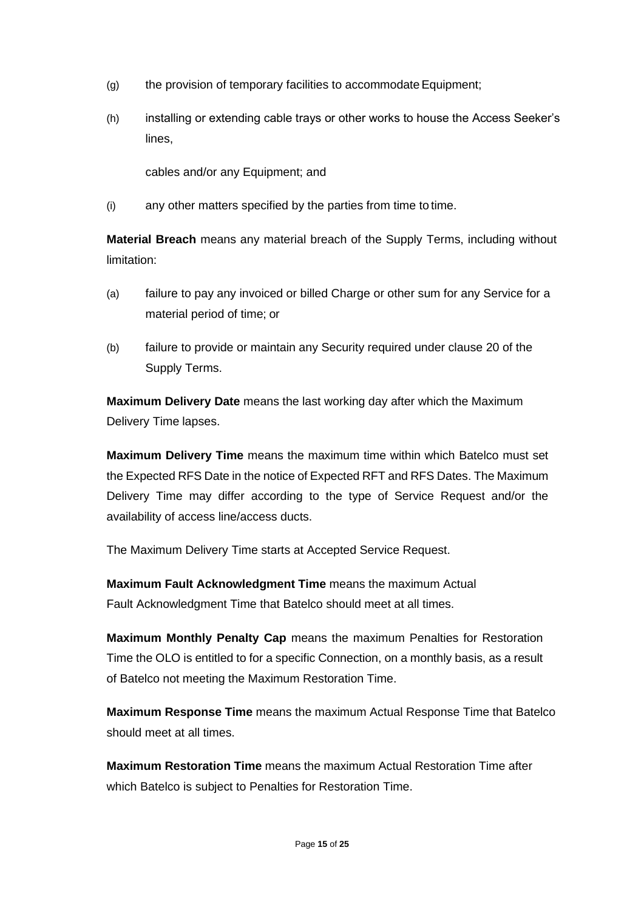(g) the provision of temporary facilities to accommodate Equipment;

(h) installing or extending cable trays or other works to house the Access Seeker's lines,

cables and/or any Equipment; and

(i) any other matters specified by the parties from time to time.

**Material Breach** means any material breach of the Supply Terms, including without limitation:

(a) failure to pay any invoiced or billed Charge or other sum for any Service for a material period of time; or

(b) failure to provide or maintain any Security required under clause 20 of the Supply Terms.

**Maximum Delivery Date** means the last working day after which the Maximum Delivery Time lapses.

**Maximum Delivery Time** means the maximum time within which Batelco must set the Expected RFS Date in the notice of Expected RFT and RFS Dates. The Maximum Delivery Time may differ according to the type of Service Request and/or the availability of access line/access ducts.

The Maximum Delivery Time starts at Accepted Service Request.

**Maximum Fault Acknowledgment Time** means the maximum Actual Fault Acknowledgment Time that Batelco should meet at all times.

**Maximum Monthly Penalty Cap** means the maximum Penalties for Restoration Time the OLO is entitled to for a specific Connection, on a monthly basis, as a result of Batelco not meeting the Maximum Restoration Time.

**Maximum Response Time** means the maximum Actual Response Time that Batelco should meet at all times.

**Maximum Restoration Time** means the maximum Actual Restoration Time after which Batelco is subject to Penalties for Restoration Time.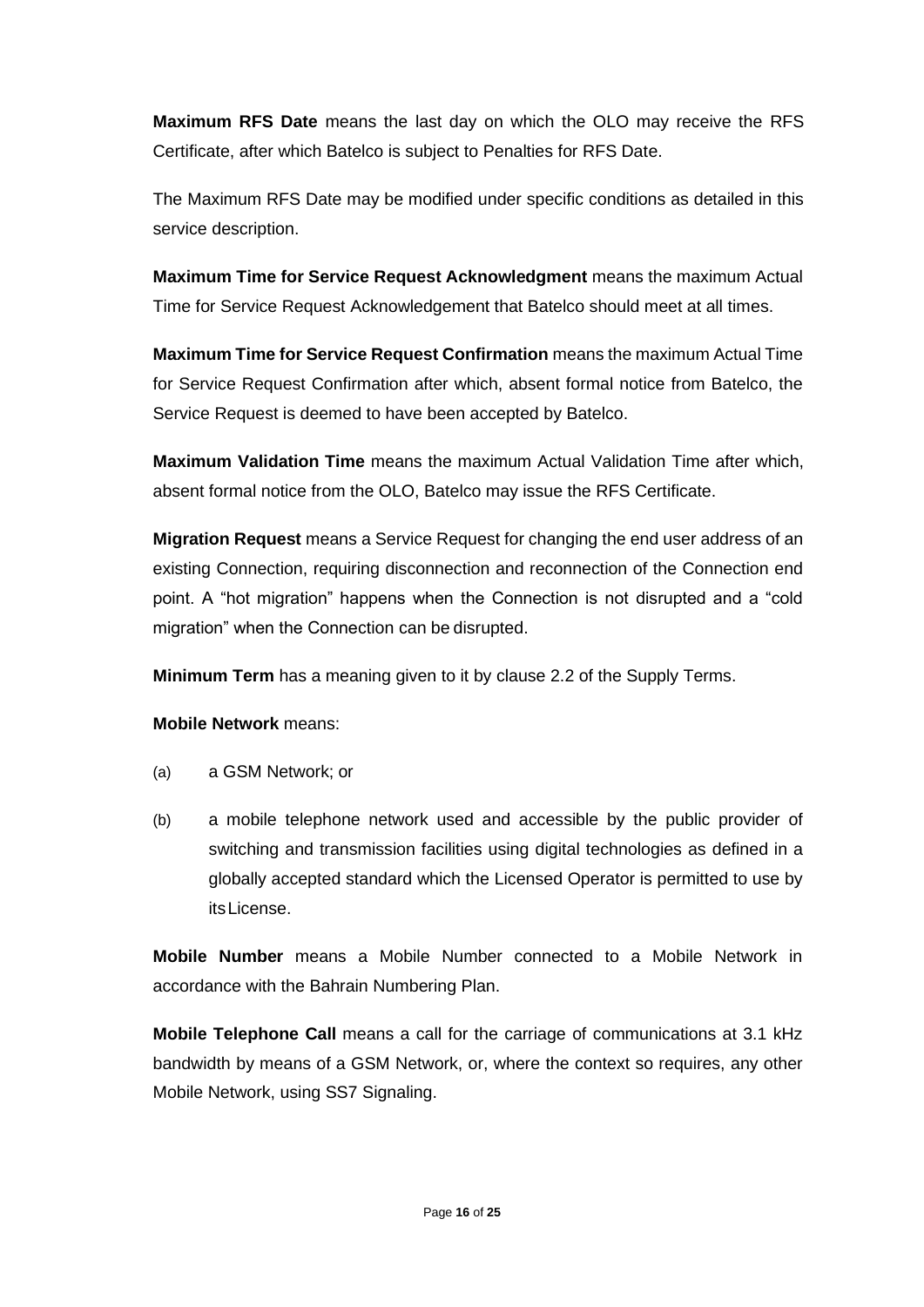**Maximum RFS Date** means the last day on which the OLO may receive the RFS Certificate, after which Batelco is subject to Penalties for RFS Date.

The Maximum RFS Date may be modified under specific conditions as detailed in this service description.

**Maximum Time for Service Request Acknowledgment** means the maximum Actual Time for Service Request Acknowledgement that Batelco should meet at all times.

**Maximum Time for Service Request Confirmation** means the maximum Actual Time for Service Request Confirmation after which, absent formal notice from Batelco, the Service Request is deemed to have been accepted by Batelco.

**Maximum Validation Time** means the maximum Actual Validation Time after which, absent formal notice from the OLO, Batelco may issue the RFS Certificate.

**Migration Request** means a Service Request for changing the end user address of an existing Connection, requiring disconnection and reconnection of the Connection end point. A "hot migration" happens when the Connection is not disrupted and a "cold migration" when the Connection can be disrupted.

**Minimum Term** has a meaning given to it by clause 2.2 of the Supply Terms.

**Mobile Network** means:

(a) a GSM Network; or

(b) a mobile telephone network used and accessible by the public provider of switching and transmission facilities using digital technologies as defined in a globally accepted standard which the Licensed Operator is permitted to use by its License.

**Mobile Number** means a Mobile Number connected to a Mobile Network in accordance with the Bahrain Numbering Plan.

**Mobile Telephone Call** means a call for the carriage of communications at 3.1 kHz bandwidth by means of a GSM Network, or, where the context so requires, any other Mobile Network, using SS7 Signaling.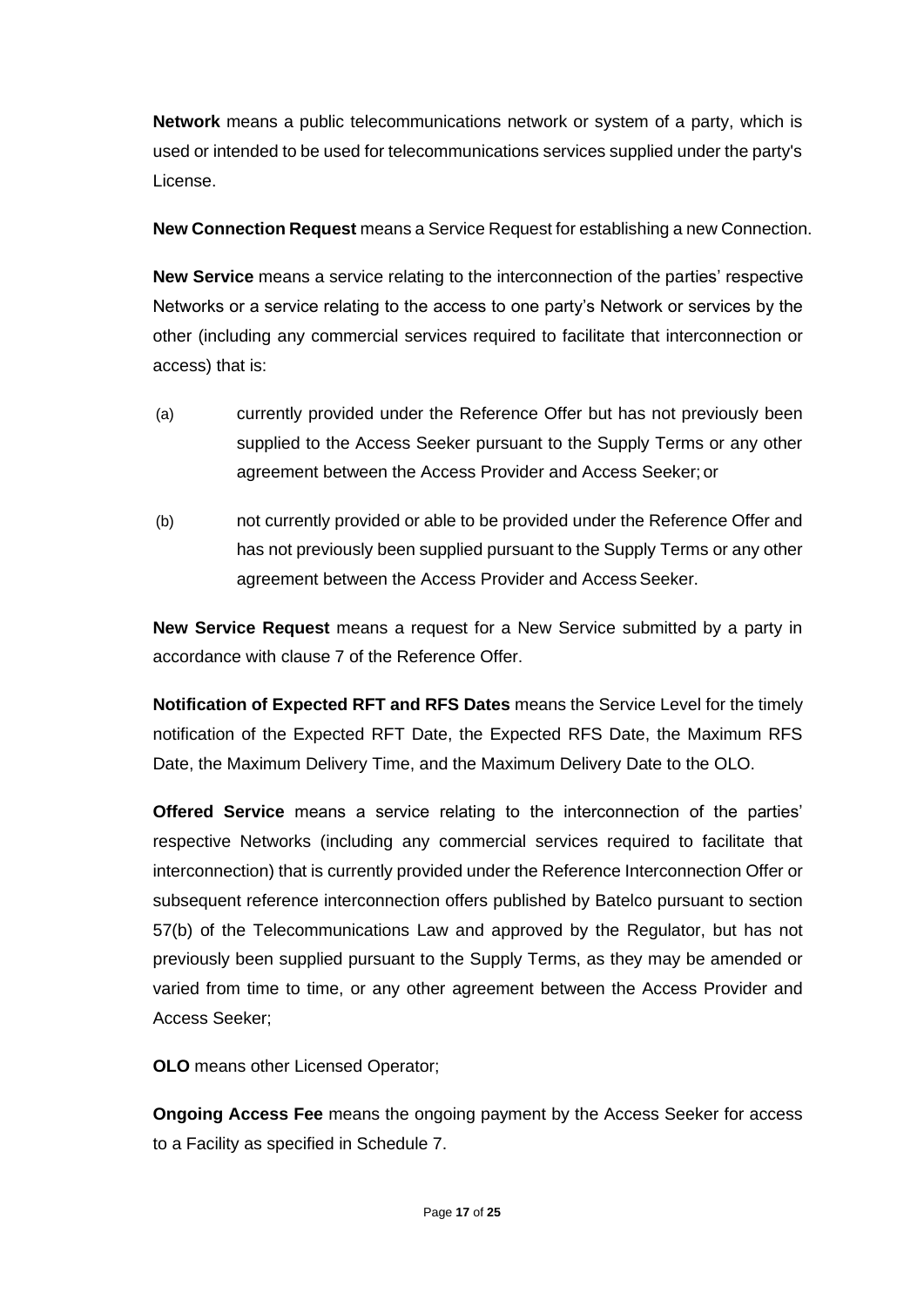**Network** means a public telecommunications network or system of a party, which is used or intended to be used for telecommunications services supplied under the party's License.

**New Connection Request** means a Service Request for establishing a new Connection.

**New Service** means a service relating to the interconnection of the parties' respective Networks or a service relating to the access to one party's Network or services by the other (including any commercial services required to facilitate that interconnection or access) that is:

(a) currently provided under the Reference Offer but has not previously been supplied to the Access Seeker pursuant to the Supply Terms or any other agreement between the Access Provider and Access Seeker; or

(b) not currently provided or able to be provided under the Reference Offer and has not previously been supplied pursuant to the Supply Terms or any other agreement between the Access Provider and Access Seeker.

**New Service Request** means a request for a New Service submitted by a party in accordance with clause 7 of the Reference Offer.

**Notification of Expected RFT and RFS Dates** means the Service Level for the timely notification of the Expected RFT Date, the Expected RFS Date, the Maximum RFS Date, the Maximum Delivery Time, and the Maximum Delivery Date to the OLO.

**Offered Service** means a service relating to the interconnection of the parties' respective Networks (including any commercial services required to facilitate that interconnection) that is currently provided under the Reference Interconnection Offer or subsequent reference interconnection offers published by Batelco pursuant to section 57(b) of the Telecommunications Law and approved by the Regulator, but has not previously been supplied pursuant to the Supply Terms, as they may be amended or varied from time to time, or any other agreement between the Access Provider and Access Seeker;

**OLO** means other Licensed Operator;

**Ongoing Access Fee** means the ongoing payment by the Access Seeker for access to a Facility as specified in Schedule 7.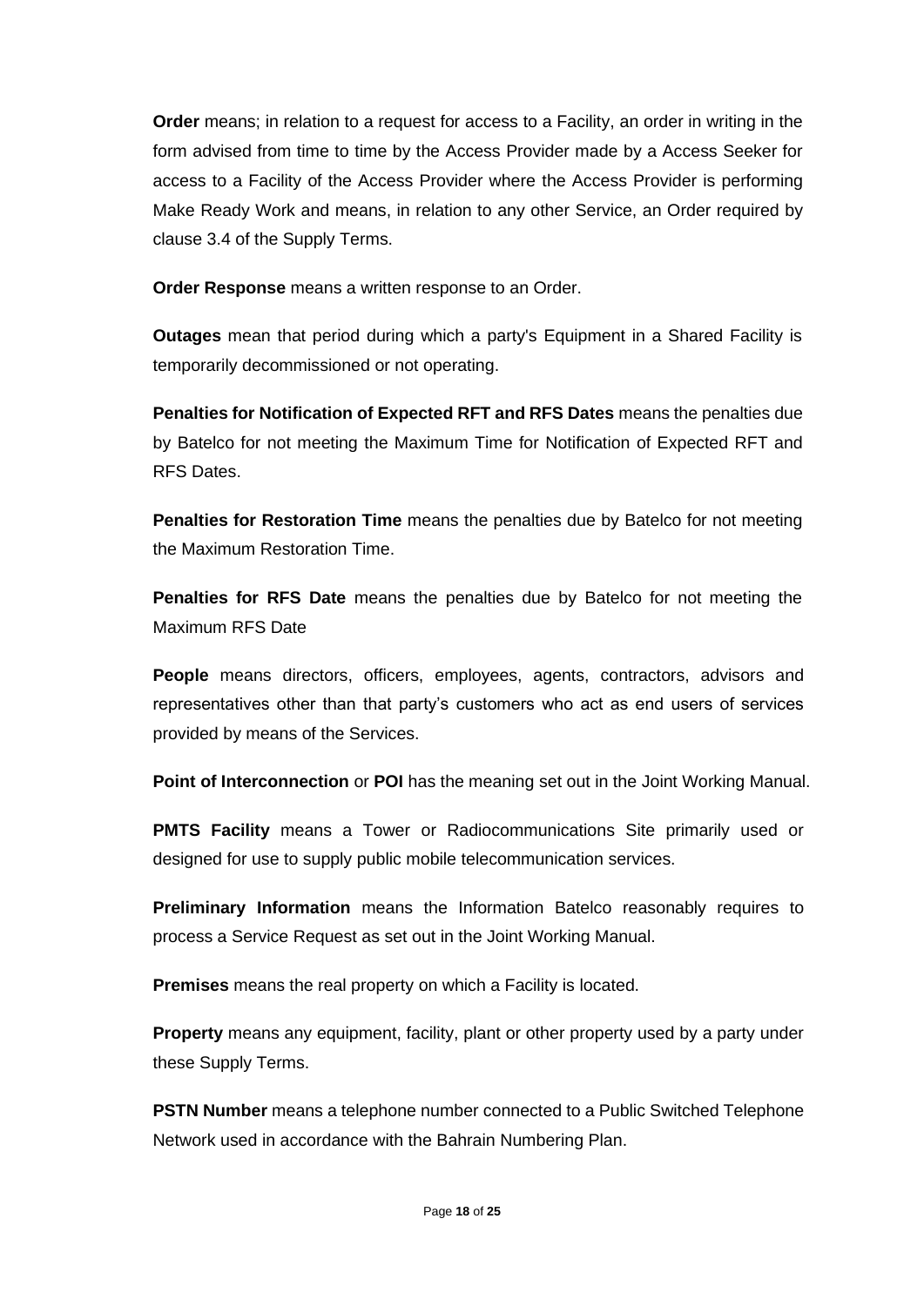**Order** means; in relation to a request for access to a Facility, an order in writing in the form advised from time to time by the Access Provider made by a Access Seeker for access to a Facility of the Access Provider where the Access Provider is performing Make Ready Work and means, in relation to any other Service, an Order required by clause 3.4 of the Supply Terms.

**Order Response** means a written response to an Order.

**Outages** mean that period during which a party's Equipment in a Shared Facility is temporarily decommissioned or not operating.

**Penalties for Notification of Expected RFT and RFS Dates** means the penalties due by Batelco for not meeting the Maximum Time for Notification of Expected RFT and RFS Dates.

**Penalties for Restoration Time** means the penalties due by Batelco for not meeting the Maximum Restoration Time.

**Penalties for RFS Date** means the penalties due by Batelco for not meeting the Maximum RFS Date

**People** means directors, officers, employees, agents, contractors, advisors and representatives other than that party's customers who act as end users of services provided by means of the Services.

**Point of Interconnection** or **POI** has the meaning set out in the Joint Working Manual.

**PMTS Facility** means a Tower or Radiocommunications Site primarily used or designed for use to supply public mobile telecommunication services.

**Preliminary Information** means the Information Batelco reasonably requires to process a Service Request as set out in the Joint Working Manual.

**Premises** means the real property on which a Facility is located.

**Property** means any equipment, facility, plant or other property used by a party under these Supply Terms.

**PSTN Number** means a telephone number connected to a Public Switched Telephone Network used in accordance with the Bahrain Numbering Plan.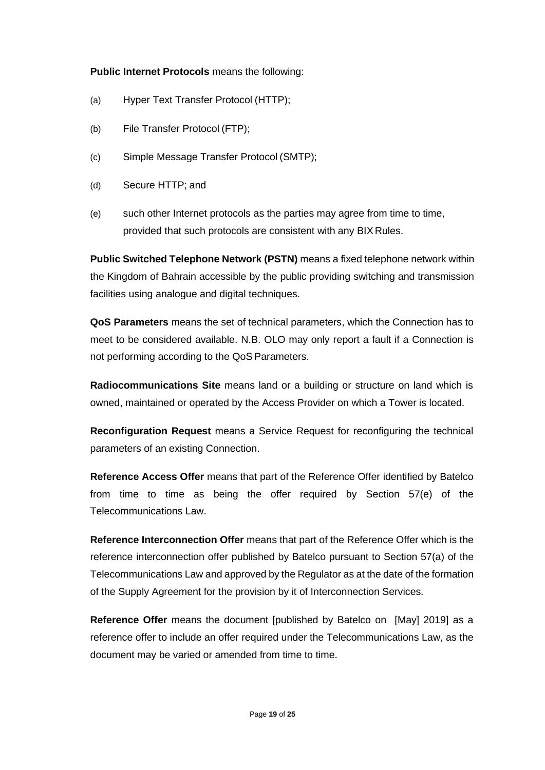**Public Internet Protocols** means the following:

(a) Hyper Text Transfer Protocol (HTTP);

(b) File Transfer Protocol (FTP);

(c) Simple Message Transfer Protocol (SMTP);

(d) Secure HTTP; and

(e) such other Internet protocols as the parties may agree from time to time, provided that such protocols are consistent with any BIX Rules.

**Public Switched Telephone Network (PSTN)** means a fixed telephone network within the Kingdom of Bahrain accessible by the public providing switching and transmission facilities using analogue and digital techniques.

**QoS Parameters** means the set of technical parameters, which the Connection has to meet to be considered available. N.B. OLO may only report a fault if a Connection is not performing according to the QoS Parameters.

**Radiocommunications Site** means land or a building or structure on land which is owned, maintained or operated by the Access Provider on which a Tower is located.

**Reconfiguration Request** means a Service Request for reconfiguring the technical parameters of an existing Connection.

**Reference Access Offer** means that part of the Reference Offer identified by Batelco from time to time as being the offer required by Section 57(e) of the Telecommunications Law.

**Reference Interconnection Offer** means that part of the Reference Offer which is the reference interconnection offer published by Batelco pursuant to Section 57(a) of the Telecommunications Law and approved by the Regulator as at the date of the formation of the Supply Agreement for the provision by it of Interconnection Services.

**Reference Offer** means the document [published by Batelco on [May] 2019] as a reference offer to include an offer required under the Telecommunications Law, as the document may be varied or amended from time to time.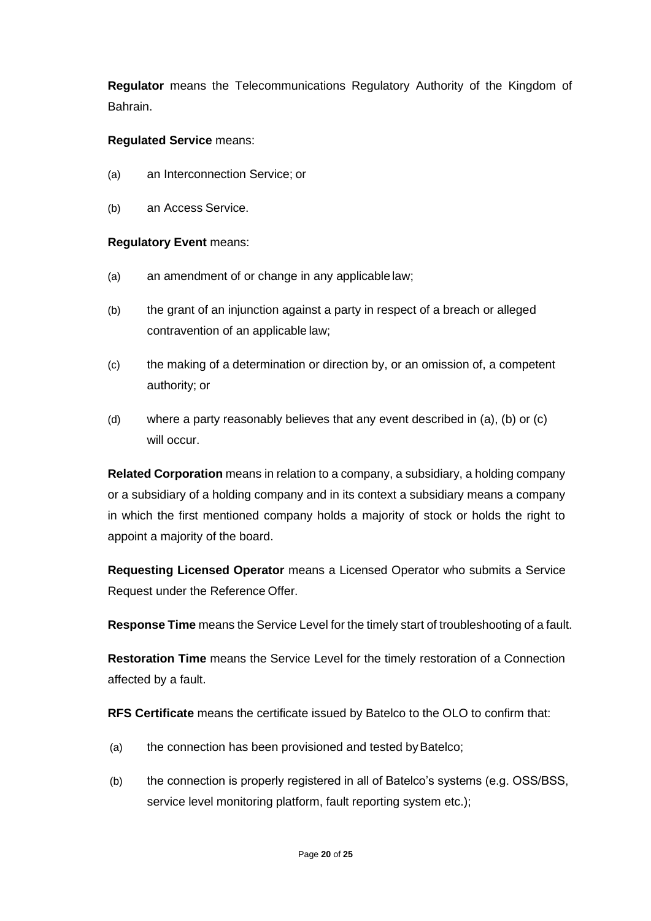**Regulator** means the Telecommunications Regulatory Authority of the Kingdom of Bahrain.

**Regulated Service** means:

(a) an Interconnection Service; or

(b) an Access Service.

**Regulatory Event** means:

(a) an amendment of or change in any applicable law;

(b) the grant of an injunction against a party in respect of a breach or alleged contravention of an applicable law;

(c) the making of a determination or direction by, or an omission of, a competent authority; or

(d) where a party reasonably believes that any event described in (a), (b) or (c) will occur.

**Related Corporation** means in relation to a company, a subsidiary, a holding company or a subsidiary of a holding company and in its context a subsidiary means a company in which the first mentioned company holds a majority of stock or holds the right to appoint a majority of the board.

**Requesting Licensed Operator** means a Licensed Operator who submits a Service Request under the Reference Offer.

**Response Time** means the Service Level for the timely start of troubleshooting of a fault.

**Restoration Time** means the Service Level for the timely restoration of a Connection affected by a fault.

**RFS Certificate** means the certificate issued by Batelco to the OLO to confirm that:

(a) the connection has been provisioned and tested by Batelco;

(b) the connection is properly registered in all of Batelco's systems (e.g. OSS/BSS, service level monitoring platform, fault reporting system etc.);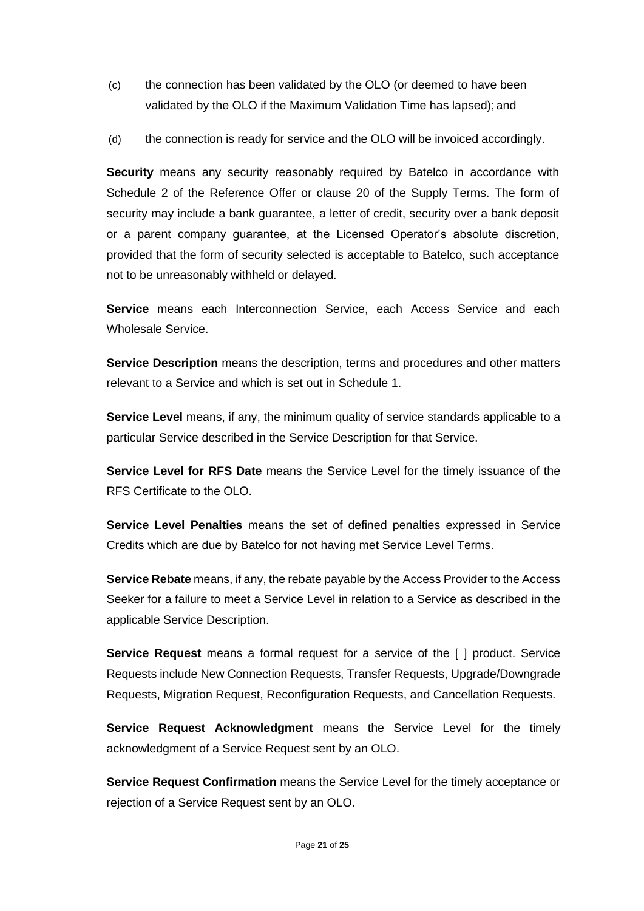(c) the connection has been validated by the OLO (or deemed to have been validated by the OLO if the Maximum Validation Time has lapsed); and

(d) the connection is ready for service and the OLO will be invoiced accordingly.

**Security** means any security reasonably required by Batelco in accordance with Schedule 2 of the Reference Offer or clause 20 of the Supply Terms. The form of security may include a bank guarantee, a letter of credit, security over a bank deposit or a parent company guarantee, at the Licensed Operator's absolute discretion, provided that the form of security selected is acceptable to Batelco, such acceptance not to be unreasonably withheld or delayed.

**Service** means each Interconnection Service, each Access Service and each Wholesale Service.

**Service Description** means the description, terms and procedures and other matters relevant to a Service and which is set out in Schedule 1.

**Service Level** means, if any, the minimum quality of service standards applicable to a particular Service described in the Service Description for that Service.

**Service Level for RFS Date** means the Service Level for the timely issuance of the RFS Certificate to the OLO.

**Service Level Penalties** means the set of defined penalties expressed in Service Credits which are due by Batelco for not having met Service Level Terms.

**Service Rebate** means, if any, the rebate payable by the Access Provider to the Access Seeker for a failure to meet a Service Level in relation to a Service as described in the applicable Service Description.

**Service Request** means a formal request for a service of the [ ] product. Service Requests include New Connection Requests, Transfer Requests, Upgrade/Downgrade Requests, Migration Request, Reconfiguration Requests, and Cancellation Requests.

**Service Request Acknowledgment** means the Service Level for the timely acknowledgment of a Service Request sent by an OLO.

**Service Request Confirmation** means the Service Level for the timely acceptance or rejection of a Service Request sent by an OLO.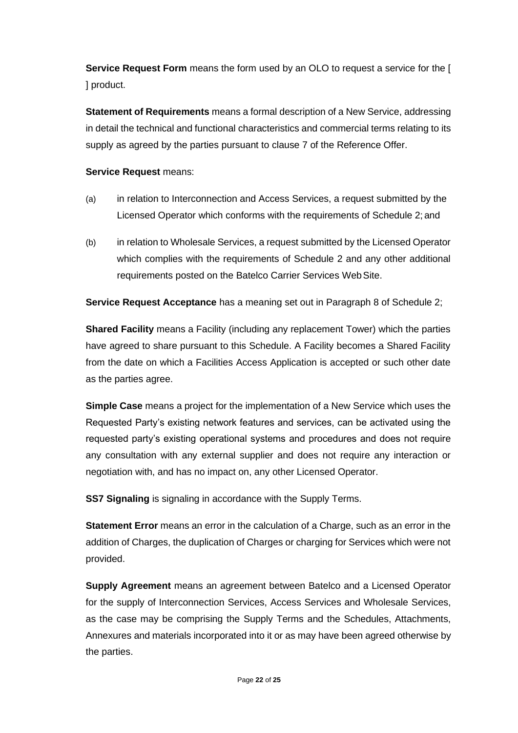**Service Request Form** means the form used by an OLO to request a service for the [ ] product.

**Statement of Requirements** means a formal description of a New Service, addressing in detail the technical and functional characteristics and commercial terms relating to its supply as agreed by the parties pursuant to clause 7 of the Reference Offer.

**Service Request** means:

(a) in relation to Interconnection and Access Services, a request submitted by the Licensed Operator which conforms with the requirements of Schedule 2; and

(b) in relation to Wholesale Services, a request submitted by the Licensed Operator which complies with the requirements of Schedule 2 and any other additional requirements posted on the Batelco Carrier Services Web Site.

**Service Request Acceptance** has a meaning set out in Paragraph 8 of Schedule 2;

**Shared Facility** means a Facility (including any replacement Tower) which the parties have agreed to share pursuant to this Schedule. A Facility becomes a Shared Facility from the date on which a Facilities Access Application is accepted or such other date as the parties agree.

**Simple Case** means a project for the implementation of a New Service which uses the Requested Party's existing network features and services, can be activated using the requested party's existing operational systems and procedures and does not require any consultation with any external supplier and does not require any interaction or negotiation with, and has no impact on, any other Licensed Operator.

**SS7 Signaling** is signaling in accordance with the Supply Terms.

**Statement Error** means an error in the calculation of a Charge, such as an error in the addition of Charges, the duplication of Charges or charging for Services which were not provided.

**Supply Agreement** means an agreement between Batelco and a Licensed Operator for the supply of Interconnection Services, Access Services and Wholesale Services, as the case may be comprising the Supply Terms and the Schedules, Attachments, Annexures and materials incorporated into it or as may have been agreed otherwise by the parties.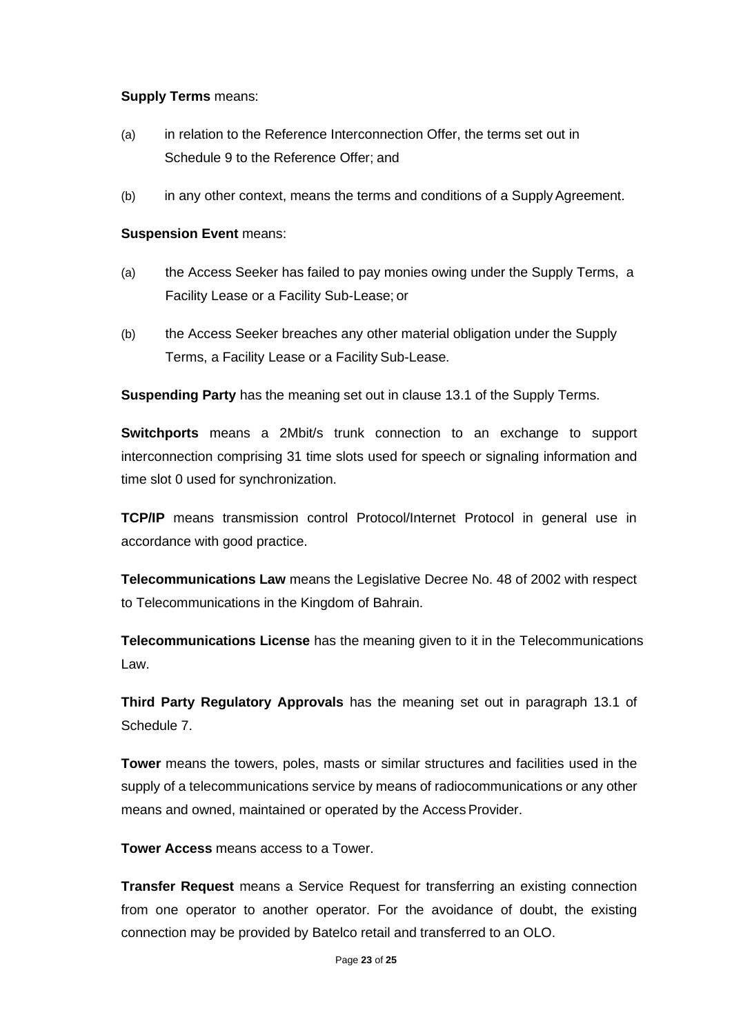**Supply Terms** means:

(a) in relation to the Reference Interconnection Offer, the terms set out in Schedule 9 to the Reference Offer; and

(b) in any other context, means the terms and conditions of a Supply Agreement.

**Suspension Event** means:

(a) the Access Seeker has failed to pay monies owing under the Supply Terms, a Facility Lease or a Facility Sub-Lease; or

(b) the Access Seeker breaches any other material obligation under the Supply Terms, a Facility Lease or a Facility Sub-Lease.

**Suspending Party** has the meaning set out in clause 13.1 of the Supply Terms.

**Switchports** means a 2Mbit/s trunk connection to an exchange to support interconnection comprising 31 time slots used for speech or signaling information and time slot 0 used for synchronization.

**TCP/IP** means transmission control Protocol/Internet Protocol in general use in accordance with good practice.

**Telecommunications Law** means the Legislative Decree No. 48 of 2002 with respect to Telecommunications in the Kingdom of Bahrain.

**Telecommunications License** has the meaning given to it in the Telecommunications Law.

**Third Party Regulatory Approvals** has the meaning set out in paragraph 13.1 of Schedule 7.

**Tower** means the towers, poles, masts or similar structures and facilities used in the supply of a telecommunications service by means of radiocommunications or any other means and owned, maintained or operated by the Access Provider.

**Tower Access** means access to a Tower.

**Transfer Request** means a Service Request for transferring an existing connection from one operator to another operator. For the avoidance of doubt, the existing connection may be provided by Batelco retail and transferred to an OLO.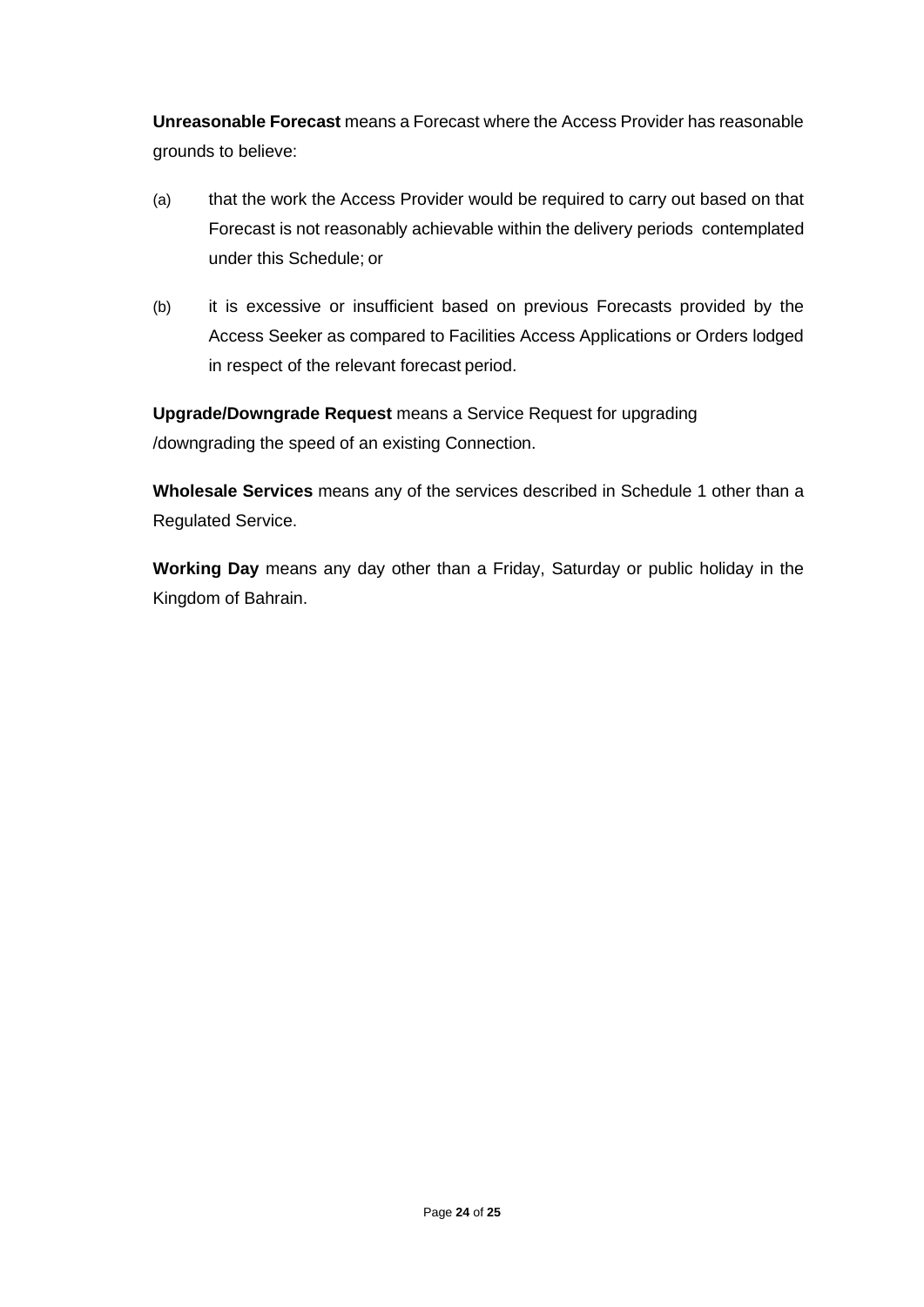**Unreasonable Forecast** means a Forecast where the Access Provider has reasonable grounds to believe:

(a) that the work the Access Provider would be required to carry out based on that Forecast is not reasonably achievable within the delivery periods contemplated under this Schedule; or

(b) it is excessive or insufficient based on previous Forecasts provided by the Access Seeker as compared to Facilities Access Applications or Orders lodged in respect of the relevant forecast period.

**Upgrade/Downgrade Request** means a Service Request for upgrading /downgrading the speed of an existing Connection.

**Wholesale Services** means any of the services described in Schedule 1 other than a Regulated Service.

**Working Day** means any day other than a Friday, Saturday or public holiday in the Kingdom of Bahrain.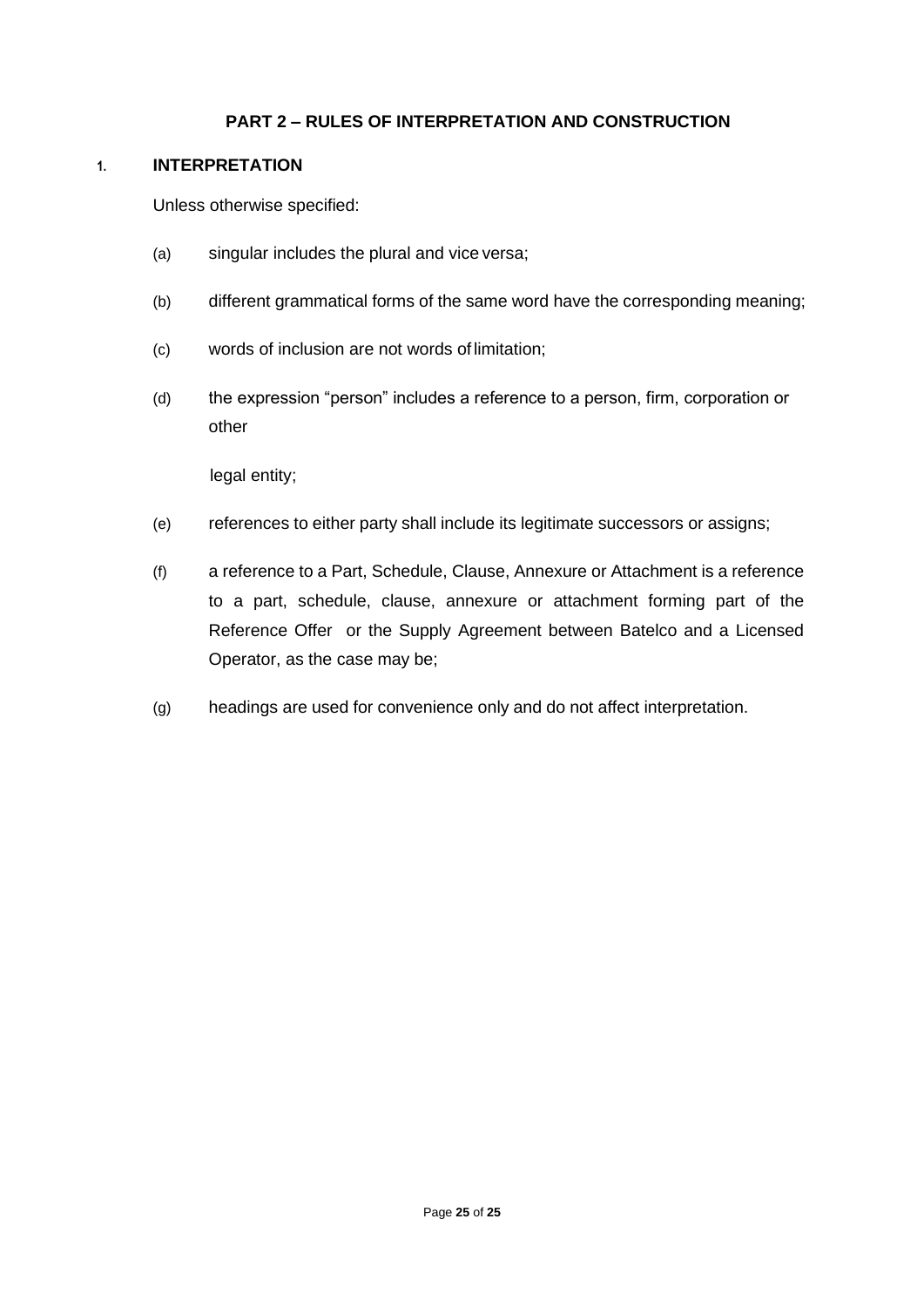## PART 2 – RULES OF INTERPRETATION AND CONSTRUCTION

### 1. INTERPRETATION

Unless otherwise specified:

(a) singular includes the plural and vice versa;

(b) different grammatical forms of the same word have the corresponding meaning;

(c) words of inclusion are not words of limitation;

(d) the expression "person" includes a reference to a person, firm, corporation or other legal entity;

(e) references to either party shall include its legitimate successors or assigns;

(f) a reference to a Part, Schedule, Clause, Annexure or Attachment is a reference to a part, schedule, clause, annexure or attachment forming part of the Reference Offer or the Supply Agreement between Batelco and a Licensed Operator, as the case may be;

(g) headings are used for convenience only and do not affect interpretation.